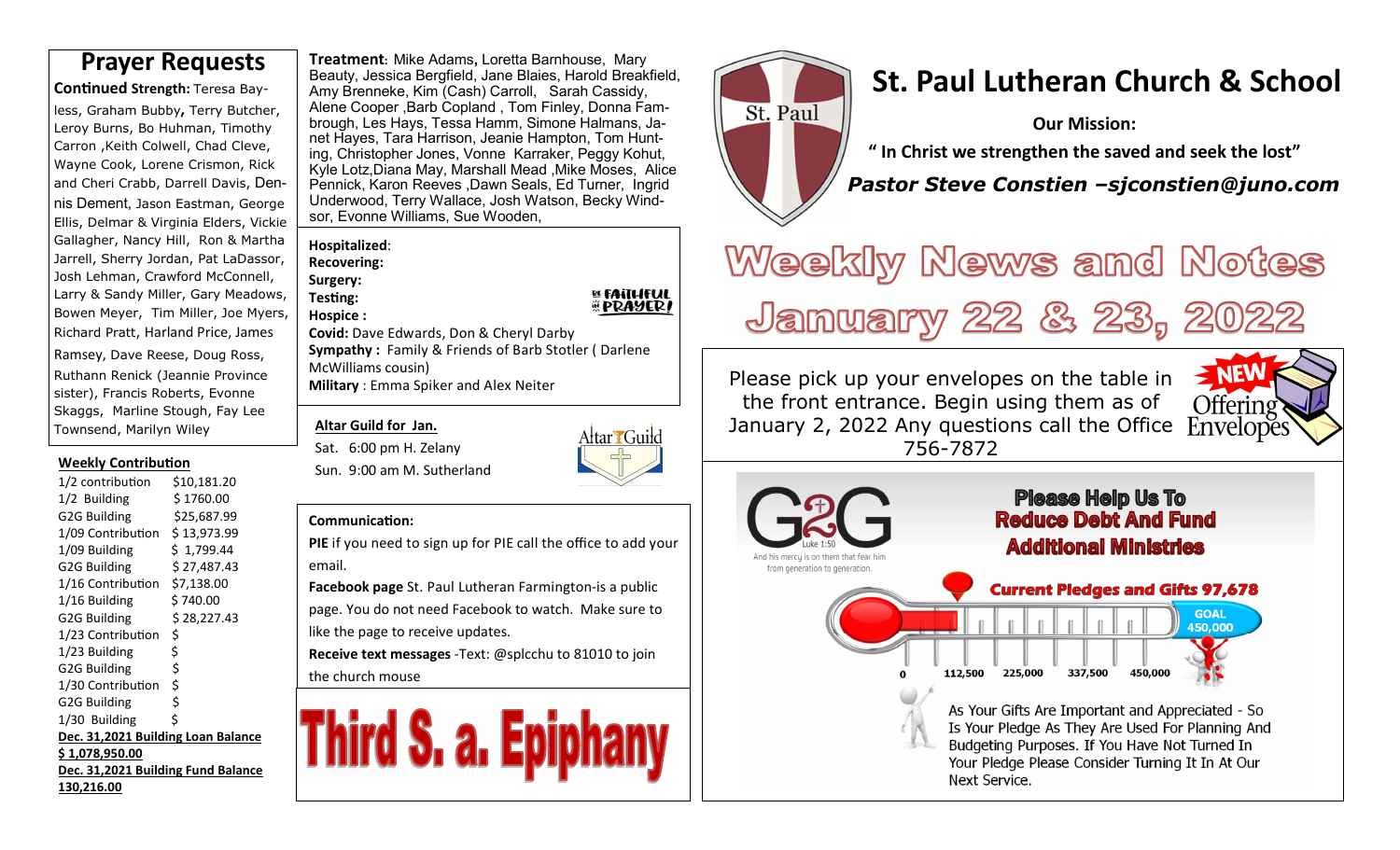# St. Paul Lutheran Church & School

**Our Mission:**

**" In Christ we strengthen the saved and seek the lost"**

***Pastor Steve Constien –sjconstien@juno.com***

# Weekly News and Notes

# January 22 & 23, 2022

## Prayer Requests

**Continued Strength:** Teresa Bayless, Graham Bubby, Terry Butcher, Leroy Burns, Bo Huhman, Timothy Carron ,Keith Colwell, Chad Cleve, Wayne Cook, Lorene Crismon, Rick and Cheri Crabb, Darrell Davis, Dennis Dement, Jason Eastman, George Ellis, Delmar & Virginia Elders, Vickie Gallagher, Nancy Hill, Ron & Martha Jarrell, Sherry Jordan, Pat LaDassor, Josh Lehman, Crawford McConnell, Larry & Sandy Miller, Gary Meadows, Bowen Meyer, Tim Miller, Joe Myers, Richard Pratt, Harland Price, James Ramsey, Dave Reese, Doug Ross, Ruthann Renick (Jeannie Province sister), Francis Roberts, Evonne Skaggs, Marline Stough, Fay Lee Townsend, Marilyn Wiley

**Treatment**: Mike Adams, Loretta Barnhouse, Mary Beauty, Jessica Bergfield, Jane Blaies, Harold Breakfield, Amy Brenneke, Kim (Cash) Carroll, Sarah Cassidy, Alene Cooper ,Barb Copland , Tom Finley, Donna Fambrough, Les Hays, Tessa Hamm, Simone Halmans, Janet Hayes, Tara Harrison, Jeanie Hampton, Tom Hunting, Christopher Jones, Vonne Karraker, Peggy Kohut, Kyle Lotz,Diana May, Marshall Mead ,Mike Moses, Alice Pennick, Karon Reeves ,Dawn Seals, Ed Turner, Ingrid Underwood, Terry Wallace, Josh Watson, Becky Windsor, Evonne Williams, Sue Wooden,

**Hospitalized**:
**Recovering:**
**Surgery:**
**Testing:**
**Hospice :**
**Covid:** Dave Edwards, Don & Cheryl Darby
**Sympathy :** Family & Friends of Barb Stotler ( Darlene McWilliams cousin)
**Military** : Emma Spiker and Alex Neiter

BE FAITHFUL IN PRAYER!

### Weekly Contribution

| | |
|---|---|
| 1/2 contribution | $10,181.20 |
| 1/2 Building | $ 1760.00 |
| G2G Building | $25,687.99 |
| 1/09 Contribution | $ 13,973.99 |
| 1/09 Building | $ 1,799.44 |
| G2G Building | $ 27,487.43 |
| 1/16 Contribution | $7,138.00 |
| 1/16 Building | $ 740.00 |
| G2G Building | $ 28,227.43 |
| 1/23 Contribution | $ |
| 1/23 Building | $ |
| G2G Building | $ |
| 1/30 Contribution | $ |
| G2G Building | $ |
| 1/30 Building | $ |

**Dec. 31,2021 Building Loan Balance**
**$ 1,078,950.00**
**Dec. 31,2021 Building Fund Balance**
**130,216.00**

### Altar Guild for Jan.

Sat. 6:00 pm H. Zelany
Sun. 9:00 am M. Sutherland

### Communication:

**PIE** if you need to sign up for PIE call the office to add your email.

**Facebook page** St. Paul Lutheran Farmington-is a public page. You do not need Facebook to watch. Make sure to like the page to receive updates.

**Receive text messages** -Text: @splcchu to 81010 to join the church mouse

# Third S. a. Epiphany

Please pick up your envelopes on the table in the front entrance. Begin using them as of January 2, 2022 Any questions call the Office 756-7872

NEW Offering Envelopes

G2G
Luke 1:50
And his mercy is on them that fear him from generation to generation.

**Please Help Us To Reduce Debt And Fund Additional Ministries**

**Current Pledges and Gifts 97,678**

GOAL 450,000

0 | 112,500 | 225,000 | 337,500 | 450,000

As Your Gifts Are Important and Appreciated - So Is Your Pledge As They Are Used For Planning And Budgeting Purposes. If You Have Not Turned In Your Pledge Please Consider Turning It In At Our Next Service.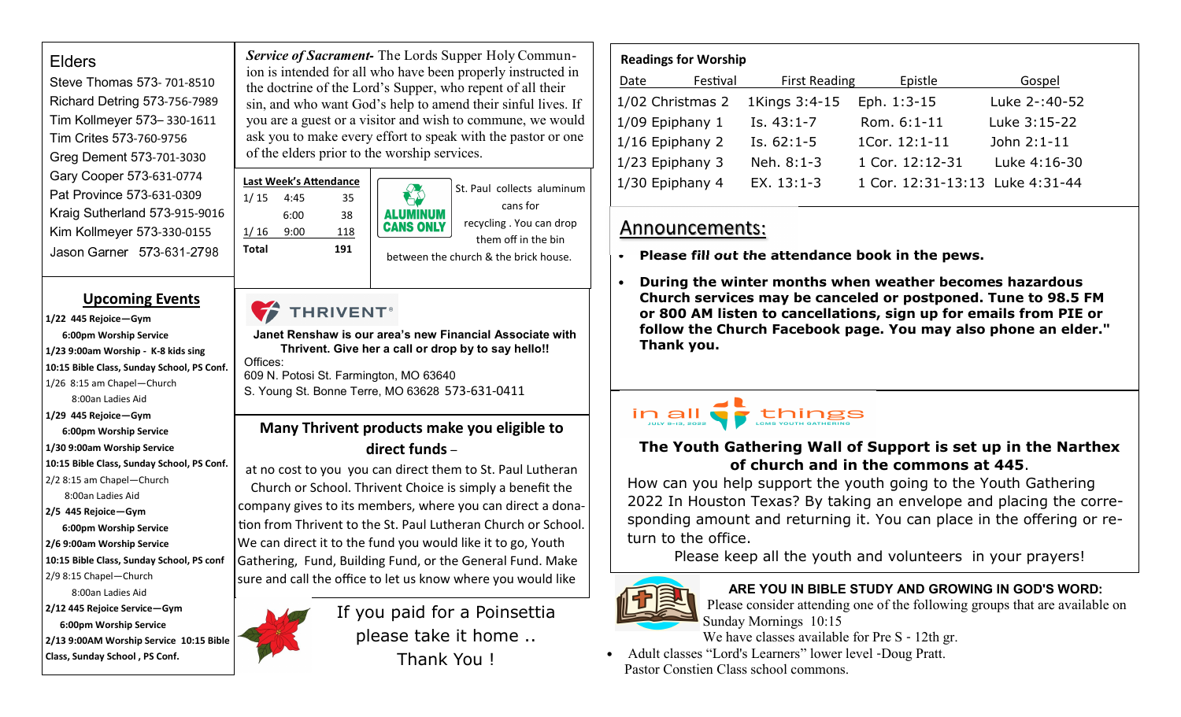## Elders

Steve Thomas 573- 701-8510
Richard Detring 573-756-7989
Tim Kollmeyer 573– 330-1611
Tim Crites 573-760-9756
Greg Dement 573-701-3030
Gary Cooper 573-631-0774
Pat Province 573-631-0309
Kraig Sutherland 573-915-9016
Kim Kollmeyer 573-330-0155
Jason Garner 573-631-2798

## Upcoming Events

**1/22 445 Rejoice—Gym**
**6:00pm Worship Service**
**1/23 9:00am Worship - K-8 kids sing**
**10:15 Bible Class, Sunday School, PS Conf.**
1/26 8:15 am Chapel—Church
8:00an Ladies Aid
**1/29 445 Rejoice—Gym**
**6:00pm Worship Service**
**1/30 9:00am Worship Service**
**10:15 Bible Class, Sunday School, PS Conf.**
2/2 8:15 am Chapel—Church
8:00an Ladies Aid
**2/5 445 Rejoice—Gym**
**6:00pm Worship Service**
**2/6 9:00am Worship Service**
**10:15 Bible Class, Sunday School, PS conf**
2/9 8:15 Chapel—Church
8:00an Ladies Aid
**2/12 445 Rejoice Service—Gym**
**6:00pm Worship Service**
**2/13 9:00AM Worship Service 10:15 Bible Class, Sunday School , PS Conf.**

***Service of Sacrament-*** The Lords Supper Holy Communion is intended for all who have been properly instructed in the doctrine of the Lord's Supper, and who repent of all their sin, and who want God's help to amend their sinful lives. If you are a guest or a visitor and wish to commune, we would ask you to make every effort to speak with the pastor or one of the elders prior to the worship services.

**Last Week's Attendance**

| | | |
|---|---|---|
| 1/ 15 | 4:45 | 35 |
| | 6:00 | 38 |
| 1/ 16 | 9:00 | 118 |
| **Total** | | **191** |

ALUMINUM CANS ONLY

St. Paul collects aluminum cans for recycling . You can drop them off in the bin between the church & the brick house.

THRIVENT

**Janet Renshaw is our area's new Financial Associate with Thrivent. Give her a call or drop by to say hello!!**
Offices:
609 N. Potosi St. Farmington, MO 63640
S. Young St. Bonne Terre, MO 63628 573-631-0411

### Many Thrivent products make you eligible to direct funds –

at no cost to you you can direct them to St. Paul Lutheran Church or School. Thrivent Choice is simply a benefit the company gives to its members, where you can direct a donation from Thrivent to the St. Paul Lutheran Church or School. We can direct it to the fund you would like it to go, Youth Gathering, Fund, Building Fund, or the General Fund. Make sure and call the office to let us know where you would like

If you paid for a Poinsettia please take it home .. Thank You !

**Readings for Worship**

| Date | Festival | First Reading | Epistle | Gospel |
|---|---|---|---|---|
| 1/02 | Christmas 2 | 1Kings 3:4-15 | Eph. 1:3-15 | Luke 2-:40-52 |
| 1/09 | Epiphany 1 | Is. 43:1-7 | Rom. 6:1-11 | Luke 3:15-22 |
| 1/16 | Epiphany 2 | Is. 62:1-5 | 1Cor. 12:1-11 | John 2:1-11 |
| 1/23 | Epiphany 3 | Neh. 8:1-3 | 1 Cor. 12:12-31 | Luke 4:16-30 |
| 1/30 | Epiphany 4 | EX. 13:1-3 | 1 Cor. 12:31-13:13 | Luke 4:31-44 |

## Announcements:

- **Please *fill out* the attendance book in the pews.**
- **During the winter months when weather becomes hazardous Church services may be canceled or postponed. Tune to 98.5 FM or 800 AM listen to cancellations, sign up for emails from PIE or follow the Church Facebook page. You may also phone an elder." Thank you.**

in all things — JULY 9–13, 2022 — LCMS YOUTH GATHERING

**The Youth Gathering Wall of Support is set up in the Narthex of church and in the commons at 445**.
How can you help support the youth going to the Youth Gathering 2022 In Houston Texas? By taking an envelope and placing the corresponding amount and returning it. You can place in the offering or return to the office.
Please keep all the youth and volunteers in your prayers!

**ARE YOU IN BIBLE STUDY AND GROWING IN GOD'S WORD:**
Please consider attending one of the following groups that are available on Sunday Mornings 10:15
We have classes available for Pre S - 12th gr.

- Adult classes "Lord's Learners" lower level -Doug Pratt.

Pastor Constien Class school commons.